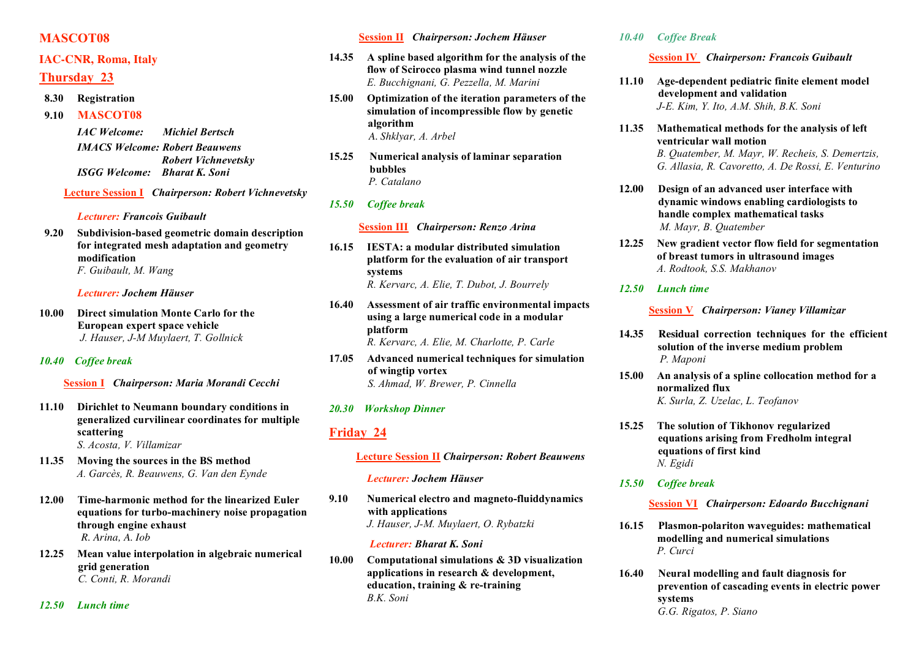# MASCOT08

## IAC-CNR, Roma, Italy

## Thursday 23

**8.30** **Registration**

**9.10** **MASCOT08**

*IAC Welcome:* ***Michiel Bertsch***

*IMACS Welcome:* ***Robert Beauwens***
***Robert Vichnevetsky***

*ISGG Welcome:* ***Bharat K. Soni***

**Lecture Session I** ***Chairperson: Robert Vichnevetsky***

*Lecturer:* ***Francois Guibault***

**9.20** **Subdivision-based geometric domain description for integrated mesh adaptation and geometry modification**
*F. Guibault, M. Wang*

*Lecturer:* ***Jochem Häuser***

**10.00** **Direct simulation Monte Carlo for the European expert space vehicle**
*J. Hauser, J-M Muylaert, T. Gollnick*

***10.40 Coffee break***

**Session I** ***Chairperson: Maria Morandi Cecchi***

**11.10** **Dirichlet to Neumann boundary conditions in generalized curvilinear coordinates for multiple scattering**
*S. Acosta, V. Villamizar*

**11.35** **Moving the sources in the BS method**
*A. Garcès, R. Beauwens, G. Van den Eynde*

**12.00** **Time-harmonic method for the linearized Euler equations for turbo-machinery noise propagation through engine exhaust**
*R. Arina, A. Iob*

**12.25** **Mean value interpolation in algebraic numerical grid generation**
*C. Conti, R. Morandi*

***12.50 Lunch time***

**Session II** ***Chairperson: Jochem Häuser***

**14.35** **A spline based algorithm for the analysis of the flow of Scirocco plasma wind tunnel nozzle**
*E. Bucchignani, G. Pezzella, M. Marini*

**15.00** **Optimization of the iteration parameters of the simulation of incompressible flow by genetic algorithm**
*A. Shklyar, A. Arbel*

**15.25** **Numerical analysis of laminar separation bubbles**
*P. Catalano*

***15.50 Coffee break***

**Session III** ***Chairperson: Renzo Arina***

**16.15** **IESTA: a modular distributed simulation platform for the evaluation of air transport systems**
*R. Kervarc, A. Elie, T. Dubot, J. Bourrely*

**16.40** **Assessment of air traffic environmental impacts using a large numerical code in a modular platform**
*R. Kervarc, A. Elie, M. Charlotte, P. Carle*

**17.05** **Advanced numerical techniques for simulation of wingtip vortex**
*S. Ahmad, W. Brewer, P. Cinnella*

***20.30 Workshop Dinner***

## Friday 24

**Lecture Session II** ***Chairperson: Robert Beauwens***

*Lecturer:* ***Jochem Häuser***

**9.10** **Numerical electro and magneto-fluiddynamics with applications**
*J. Hauser, J-M. Muylaert, O. Rybatzki*

*Lecturer:* ***Bharat K. Soni***

**10.00** **Computational simulations & 3D visualization applications in research & development, education, training & re-training**
*B.K. Soni*

***10.40 Coffee Break***

**Session IV** ***Chairperson: Francois Guibault***

**11.10** **Age-dependent pediatric finite element model development and validation**
*J-E. Kim, Y. Ito, A.M. Shih, B.K. Soni*

**11.35** **Mathematical methods for the analysis of left ventricular wall motion**
*B. Quatember, M. Mayr, W. Recheis, S. Demertzis, G. Allasia, R. Cavoretto, A. De Rossi, E. Venturino*

**12.00** **Design of an advanced user interface with dynamic windows enabling cardiologists to handle complex mathematical tasks**
*M. Mayr, B. Quatember*

**12.25** **New gradient vector flow field for segmentation of breast tumors in ultrasound images**
*A. Rodtook, S.S. Makhanov*

***12.50 Lunch time***

**Session V** ***Chairperson: Vianey Villamizar***

**14.35** **Residual correction techniques for the efficient solution of the inverse medium problem**
*P. Maponi*

**15.00** **An analysis of a spline collocation method for a normalized flux**
*K. Surla, Z. Uzelac, L. Teofanov*

**15.25** **The solution of Tikhonov regularized equations arising from Fredholm integral equations of first kind**
*N. Egidi*

***15.50 Coffee break***

**Session VI** ***Chairperson: Edoardo Bucchignani***

**16.15** **Plasmon-polariton waveguides: mathematical modelling and numerical simulations**
*P. Curci*

**16.40** **Neural modelling and fault diagnosis for prevention of cascading events in electric power systems**
*G.G. Rigatos, P. Siano*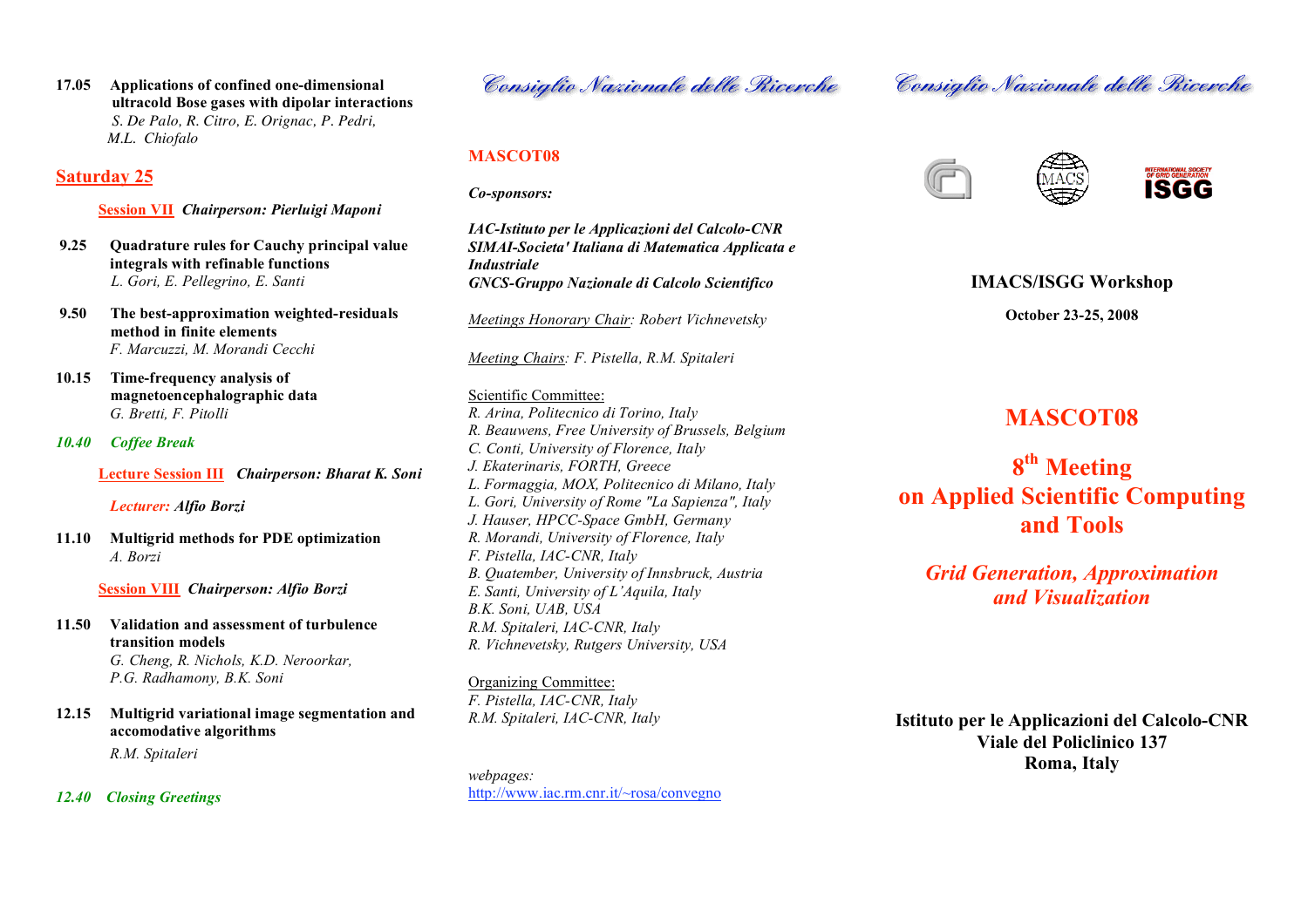**17.05** **Applications of confined one-dimensional ultracold Bose gases with dipolar interactions**
*S. De Palo, R. Citro, E. Orignac, P. Pedri, M.L. Chiofalo*

## Saturday 25

**Session VII** ***Chairperson: Pierluigi Maponi***

**9.25** **Quadrature rules for Cauchy principal value integrals with refinable functions**
*L. Gori, E. Pellegrino, E. Santi*

**9.50** **The best-approximation weighted-residuals method in finite elements**
*F. Marcuzzi, M. Morandi Cecchi*

**10.15** **Time-frequency analysis of magnetoencephalographic data**
*G. Bretti, F. Pitolli*

***10.40*** ***Coffee Break***

**Lecture Session III** ***Chairperson: Bharat K. Soni***

***Lecturer: Alfio Borzì***

**11.10** **Multigrid methods for PDE optimization**
*A. Borzì*

**Session VIII** ***Chairperson: Alfio Borzì***

**11.50** **Validation and assessment of turbulence transition models**
*G. Cheng, R. Nichols, K.D. Neroorkar, P.G. Radhamony, B.K. Soni*

**12.15** **Multigrid variational image segmentation and accomodative algorithms**
*R.M. Spitaleri*

***12.40*** ***Closing Greetings***

*Consiglio Nazionale delle Ricerche*

## MASCOT08

***Co-sponsors:***

***IAC-Istituto per le Applicazioni del Calcolo-CNR***
***SIMAI-Societa' Italiana di Matematica Applicata e Industriale***
***GNCS-Gruppo Nazionale di Calcolo Scientifico***

*Meetings Honorary Chair: Robert Vichnevetsky*

*Meeting Chairs: F. Pistella, R.M. Spitaleri*

Scientific Committee:
*R. Arina, Politecnico di Torino, Italy*
*R. Beauwens, Free University of Brussels, Belgium*
*C. Conti, University of Florence, Italy*
*J. Ekaterinaris, FORTH, Greece*
*L. Formaggia, MOX, Politecnico di Milano, Italy*
*L. Gori, University of Rome "La Sapienza", Italy*
*J. Hauser, HPCC-Space GmbH, Germany*
*R. Morandi, University of Florence, Italy*
*F. Pistella, IAC-CNR, Italy*
*B. Quatember, University of Innsbruck, Austria*
*E. Santi, University of L'Aquila, Italy*
*B.K. Soni, UAB, USA*
*R.M. Spitaleri, IAC-CNR, Italy*
*R. Vichnevetsky, Rutgers University, USA*

Organizing Committee:
*F. Pistella, IAC-CNR, Italy*
*R.M. Spitaleri, IAC-CNR, Italy*

*webpages:*
http://www.iac.rm.cnr.it/~rosa/convegno

*Consiglio Nazionale delle Ricerche*

IMACS — INTERNATIONAL SOCIETY OF GRID GENERATION ISGG

**IMACS/ISGG Workshop**

**October 23-25, 2008**

# MASCOT08

# 8th Meeting on Applied Scientific Computing and Tools

## *Grid Generation, Approximation and Visualization*

**Istituto per le Applicazioni del Calcolo-CNR**
**Viale del Policlinico 137**
**Roma, Italy**